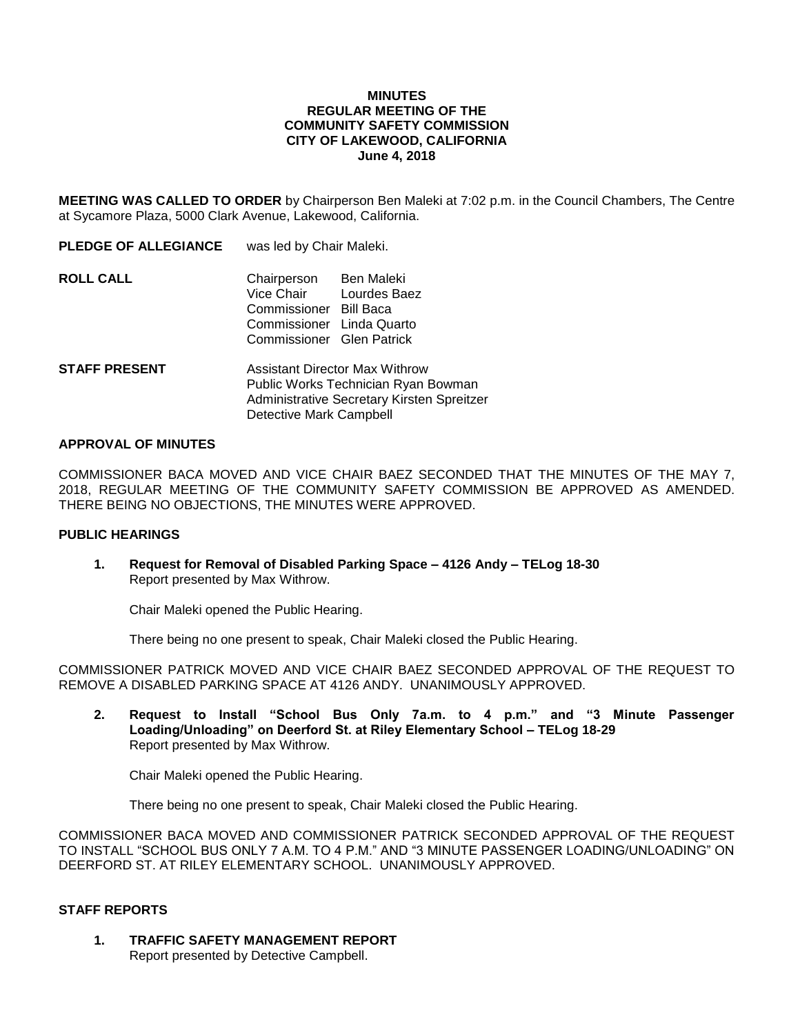# MINUTES
## REGULAR MEETING OF THE COMMUNITY SAFETY COMMISSION
## CITY OF LAKEWOOD, CALIFORNIA
## June 4, 2018

**MEETING WAS CALLED TO ORDER** by Chairperson Ben Maleki at 7:02 p.m. in the Council Chambers, The Centre at Sycamore Plaza, 5000 Clark Avenue, Lakewood, California.

**PLEDGE OF ALLEGIANCE** was led by Chair Maleki.

**ROLL CALL**

| | |
|---|---|
| Chairperson | Ben Maleki |
| Vice Chair | Lourdes Baez |
| Commissioner | Bill Baca |
| Commissioner | Linda Quarto |
| Commissioner | Glen Patrick |

**STAFF PRESENT**

Assistant Director Max Withrow
Public Works Technician Ryan Bowman
Administrative Secretary Kirsten Spreitzer
Detective Mark Campbell

**APPROVAL OF MINUTES**

COMMISSIONER BACA MOVED AND VICE CHAIR BAEZ SECONDED THAT THE MINUTES OF THE MAY 7, 2018, REGULAR MEETING OF THE COMMUNITY SAFETY COMMISSION BE APPROVED AS AMENDED. THERE BEING NO OBJECTIONS, THE MINUTES WERE APPROVED.

**PUBLIC HEARINGS**

1. **Request for Removal of Disabled Parking Space – 4126 Andy – TELog 18-30**
   Report presented by Max Withrow.

   Chair Maleki opened the Public Hearing.

   There being no one present to speak, Chair Maleki closed the Public Hearing.

COMMISSIONER PATRICK MOVED AND VICE CHAIR BAEZ SECONDED APPROVAL OF THE REQUEST TO REMOVE A DISABLED PARKING SPACE AT 4126 ANDY. UNANIMOUSLY APPROVED.

2. **Request to Install "School Bus Only 7a.m. to 4 p.m." and "3 Minute Passenger Loading/Unloading" on Deerford St. at Riley Elementary School – TELog 18-29**
   Report presented by Max Withrow.

   Chair Maleki opened the Public Hearing.

   There being no one present to speak, Chair Maleki closed the Public Hearing.

COMMISSIONER BACA MOVED AND COMMISSIONER PATRICK SECONDED APPROVAL OF THE REQUEST TO INSTALL "SCHOOL BUS ONLY 7 A.M. TO 4 P.M." AND "3 MINUTE PASSENGER LOADING/UNLOADING" ON DEERFORD ST. AT RILEY ELEMENTARY SCHOOL. UNANIMOUSLY APPROVED.

**STAFF REPORTS**

1. **TRAFFIC SAFETY MANAGEMENT REPORT**
   Report presented by Detective Campbell.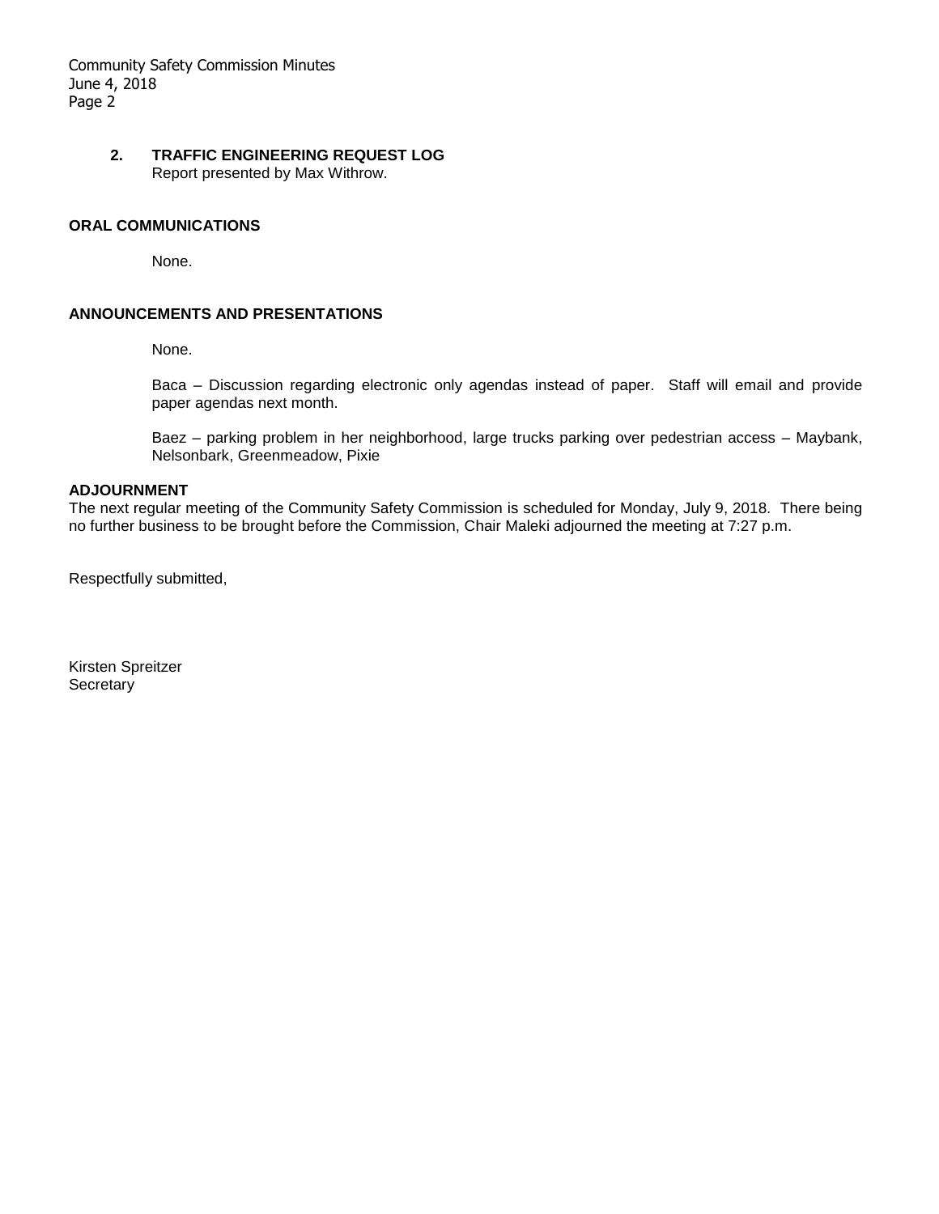**2. TRAFFIC ENGINEERING REQUEST LOG**

Report presented by Max Withrow.

## ORAL COMMUNICATIONS

None.

## ANNOUNCEMENTS AND PRESENTATIONS

None.

Baca – Discussion regarding electronic only agendas instead of paper. Staff will email and provide paper agendas next month.

Baez – parking problem in her neighborhood, large trucks parking over pedestrian access – Maybank, Nelsonbark, Greenmeadow, Pixie

## ADJOURNMENT

The next regular meeting of the Community Safety Commission is scheduled for Monday, July 9, 2018. There being no further business to be brought before the Commission, Chair Maleki adjourned the meeting at 7:27 p.m.

Respectfully submitted,

Kirsten Spreitzer
Secretary